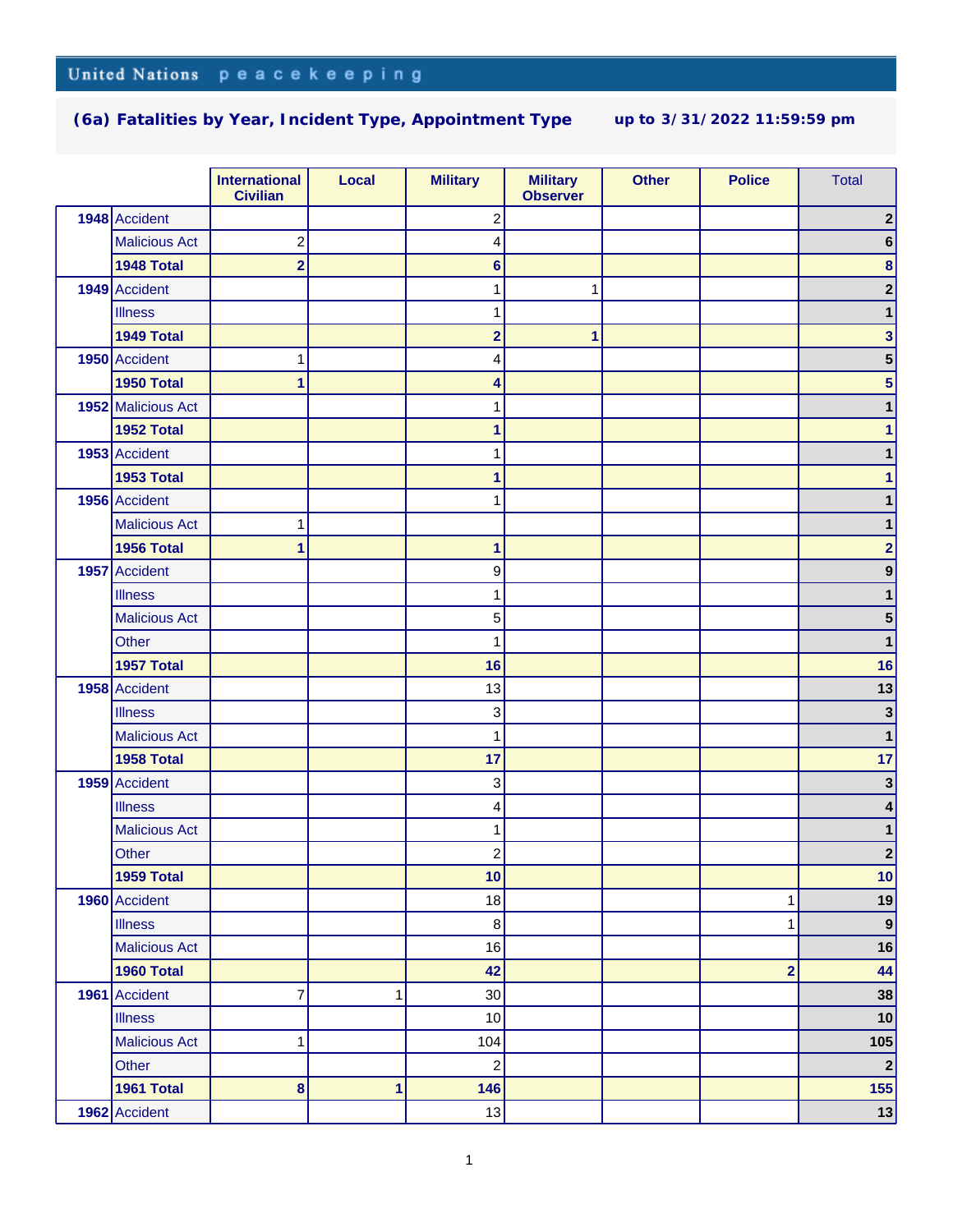United Nations peacekeeping

## (6a) Fatalities by Year, Incident Type, Appointment Type    up to 3/31/2022 11:59:59 pm

| | | International Civilian | Local | Military | Military Observer | Other | Police | Total |
|---|---|---|---|---|---|---|---|---|
| 1948 | Accident | | | 2 | | | | 2 |
| | Malicious Act | 2 | | 4 | | | | 6 |
| | **1948 Total** | **2** | | **6** | | | | **8** |
| 1949 | Accident | | | 1 | 1 | | | 2 |
| | Illness | | | 1 | | | | 1 |
| | **1949 Total** | | | **2** | **1** | | | **3** |
| 1950 | Accident | 1 | | 4 | | | | 5 |
| | **1950 Total** | **1** | | **4** | | | | **5** |
| 1952 | Malicious Act | | | 1 | | | | 1 |
| | **1952 Total** | | | **1** | | | | **1** |
| 1953 | Accident | | | 1 | | | | 1 |
| | **1953 Total** | | | **1** | | | | **1** |
| 1956 | Accident | | | 1 | | | | 1 |
| | Malicious Act | 1 | | | | | | 1 |
| | **1956 Total** | **1** | | **1** | | | | **2** |
| 1957 | Accident | | | 9 | | | | 9 |
| | Illness | | | 1 | | | | 1 |
| | Malicious Act | | | 5 | | | | 5 |
| | Other | | | 1 | | | | 1 |
| | **1957 Total** | | | **16** | | | | **16** |
| 1958 | Accident | | | 13 | | | | 13 |
| | Illness | | | 3 | | | | 3 |
| | Malicious Act | | | 1 | | | | 1 |
| | **1958 Total** | | | **17** | | | | **17** |
| 1959 | Accident | | | 3 | | | | 3 |
| | Illness | | | 4 | | | | 4 |
| | Malicious Act | | | 1 | | | | 1 |
| | Other | | | 2 | | | | 2 |
| | **1959 Total** | | | **10** | | | | **10** |
| 1960 | Accident | | | 18 | | | 1 | 19 |
| | Illness | | | 8 | | | 1 | 9 |
| | Malicious Act | | | 16 | | | | 16 |
| | **1960 Total** | | | **42** | | | **2** | **44** |
| 1961 | Accident | 7 | 1 | 30 | | | | 38 |
| | Illness | | | 10 | | | | 10 |
| | Malicious Act | 1 | | 104 | | | | 105 |
| | Other | | | 2 | | | | 2 |
| | **1961 Total** | **8** | **1** | **146** | | | | **155** |
| 1962 | Accident | | | 13 | | | | 13 |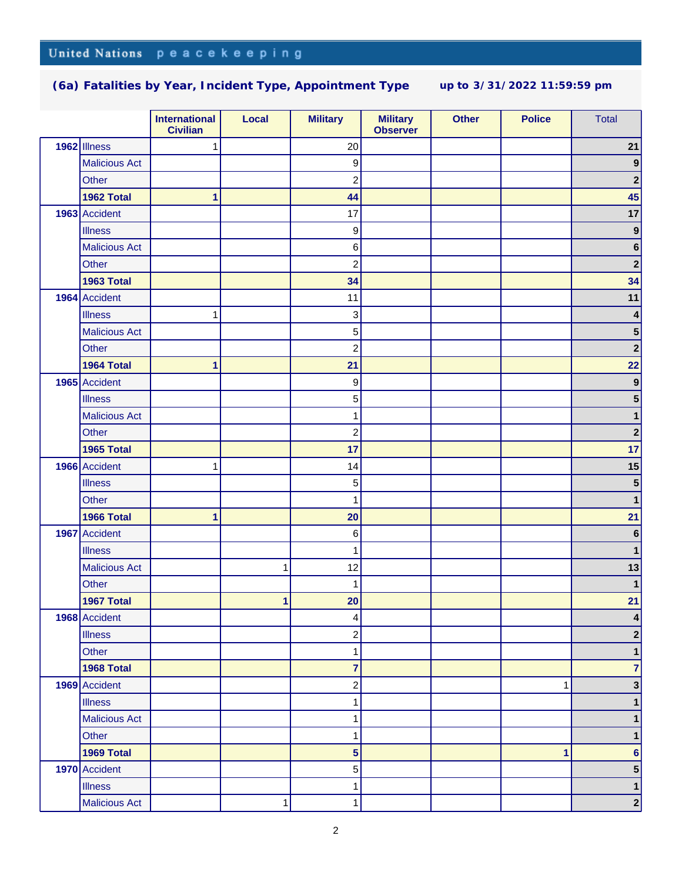# (6a) Fatalities by Year, Incident Type, Appointment Type

up to 3/31/2022 11:59:59 pm

| | | International Civilian | Local | Military | Military Observer | Other | Police | Total |
|---|---|---|---|---|---|---|---|---|
| 1962 | Illness | 1 | | 20 | | | | 21 |
| | Malicious Act | | | 9 | | | | 9 |
| | Other | | | 2 | | | | 2 |
| | **1962 Total** | **1** | | **44** | | | | **45** |
| 1963 | Accident | | | 17 | | | | 17 |
| | Illness | | | 9 | | | | 9 |
| | Malicious Act | | | 6 | | | | 6 |
| | Other | | | 2 | | | | 2 |
| | **1963 Total** | | | **34** | | | | **34** |
| 1964 | Accident | | | 11 | | | | 11 |
| | Illness | 1 | | 3 | | | | 4 |
| | Malicious Act | | | 5 | | | | 5 |
| | Other | | | 2 | | | | 2 |
| | **1964 Total** | **1** | | **21** | | | | **22** |
| 1965 | Accident | | | 9 | | | | 9 |
| | Illness | | | 5 | | | | 5 |
| | Malicious Act | | | 1 | | | | 1 |
| | Other | | | 2 | | | | 2 |
| | **1965 Total** | | | **17** | | | | **17** |
| 1966 | Accident | 1 | | 14 | | | | 15 |
| | Illness | | | 5 | | | | 5 |
| | Other | | | 1 | | | | 1 |
| | **1966 Total** | **1** | | **20** | | | | **21** |
| 1967 | Accident | | | 6 | | | | 6 |
| | Illness | | | 1 | | | | 1 |
| | Malicious Act | | 1 | 12 | | | | 13 |
| | Other | | | 1 | | | | 1 |
| | **1967 Total** | | **1** | **20** | | | | **21** |
| 1968 | Accident | | | 4 | | | | 4 |
| | Illness | | | 2 | | | | 2 |
| | Other | | | 1 | | | | 1 |
| | **1968 Total** | | | **7** | | | | **7** |
| 1969 | Accident | | | 2 | | | 1 | 3 |
| | Illness | | | 1 | | | | 1 |
| | Malicious Act | | | 1 | | | | 1 |
| | Other | | | 1 | | | | 1 |
| | **1969 Total** | | | **5** | | | **1** | **6** |
| 1970 | Accident | | | 5 | | | | 5 |
| | Illness | | | 1 | | | | 1 |
| | Malicious Act | | 1 | 1 | | | | 2 |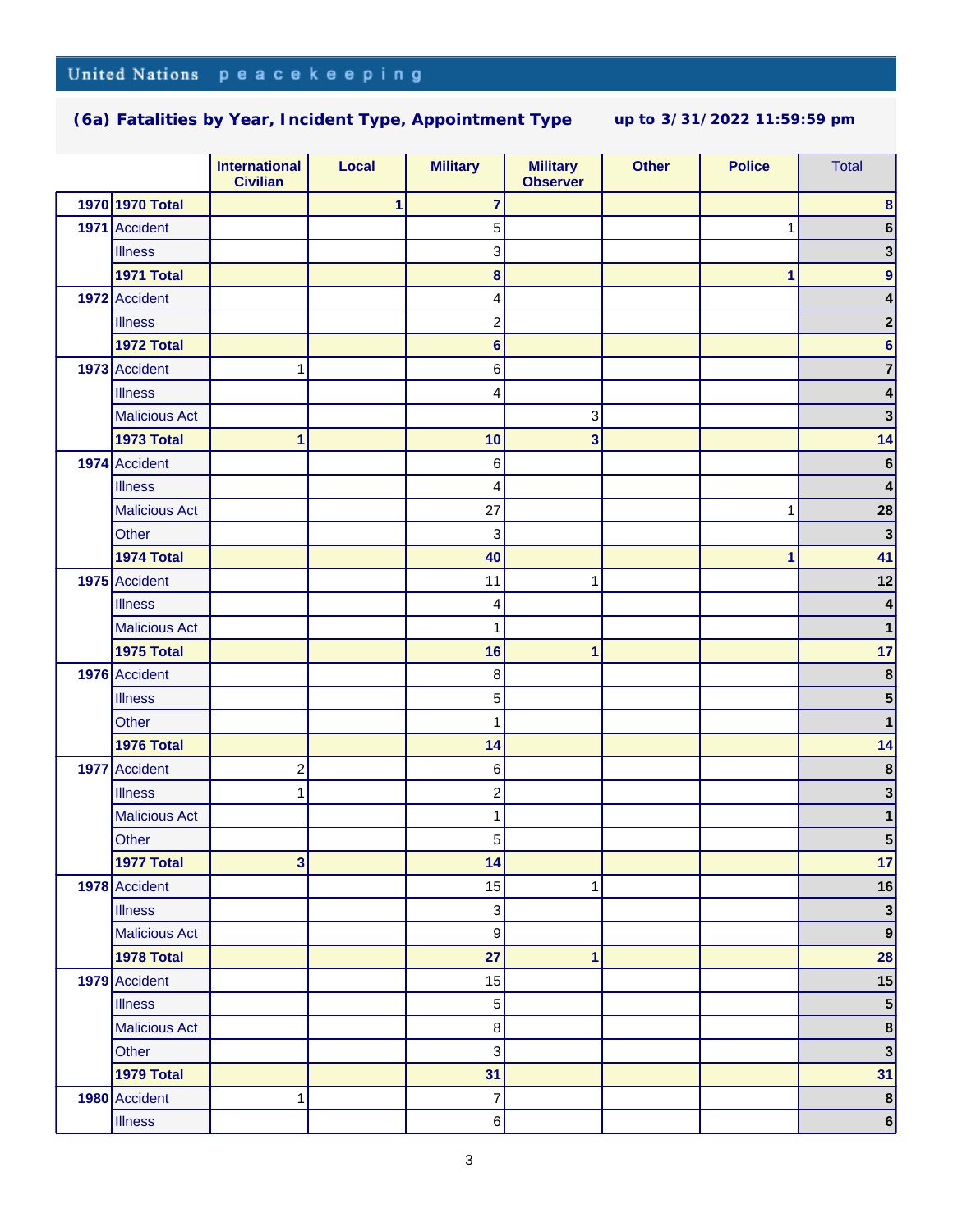United Nations peacekeeping

## (6a) Fatalities by Year, Incident Type, Appointment Type up to 3/31/2022 11:59:59 pm

| | | International Civilian | Local | Military | Military Observer | Other | Police | Total |
|---|---|---|---|---|---|---|---|---|
| 1970 | **1970 Total** | | **1** | **7** | | | | **8** |
| 1971 | Accident | | | 5 | | | 1 | **6** |
| | Illness | | | 3 | | | | **3** |
| | **1971 Total** | | | **8** | | | **1** | **9** |
| 1972 | Accident | | | 4 | | | | **4** |
| | Illness | | | 2 | | | | **2** |
| | **1972 Total** | | | **6** | | | | **6** |
| 1973 | Accident | 1 | | 6 | | | | **7** |
| | Illness | | | 4 | | | | **4** |
| | Malicious Act | | | | 3 | | | **3** |
| | **1973 Total** | **1** | | **10** | **3** | | | **14** |
| 1974 | Accident | | | 6 | | | | **6** |
| | Illness | | | 4 | | | | **4** |
| | Malicious Act | | | 27 | | | 1 | **28** |
| | Other | | | 3 | | | | **3** |
| | **1974 Total** | | | **40** | | | **1** | **41** |
| 1975 | Accident | | | 11 | 1 | | | **12** |
| | Illness | | | 4 | | | | **4** |
| | Malicious Act | | | 1 | | | | **1** |
| | **1975 Total** | | | **16** | **1** | | | **17** |
| 1976 | Accident | | | 8 | | | | **8** |
| | Illness | | | 5 | | | | **5** |
| | Other | | | 1 | | | | **1** |
| | **1976 Total** | | | **14** | | | | **14** |
| 1977 | Accident | 2 | | 6 | | | | **8** |
| | Illness | 1 | | 2 | | | | **3** |
| | Malicious Act | | | 1 | | | | **1** |
| | Other | | | 5 | | | | **5** |
| | **1977 Total** | **3** | | **14** | | | | **17** |
| 1978 | Accident | | | 15 | 1 | | | **16** |
| | Illness | | | 3 | | | | **3** |
| | Malicious Act | | | 9 | | | | **9** |
| | **1978 Total** | | | **27** | **1** | | | **28** |
| 1979 | Accident | | | 15 | | | | **15** |
| | Illness | | | 5 | | | | **5** |
| | Malicious Act | | | 8 | | | | **8** |
| | Other | | | 3 | | | | **3** |
| | **1979 Total** | | | **31** | | | | **31** |
| 1980 | Accident | 1 | | 7 | | | | **8** |
| | Illness | | | 6 | | | | **6** |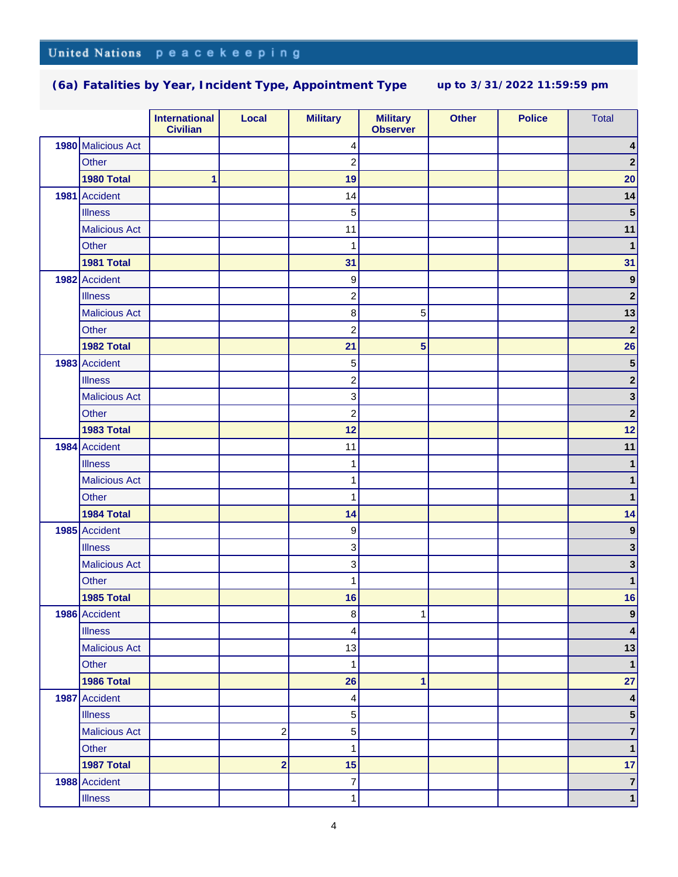United Nations peacekeeping

## (6a) Fatalities by Year, Incident Type, Appointment Type up to 3/31/2022 11:59:59 pm

| | | International Civilian | Local | Military | Military Observer | Other | Police | Total |
|---|---|---|---|---|---|---|---|---|
| 1980 | Malicious Act | | | 4 | | | | 4 |
| | Other | | | 2 | | | | 2 |
| | **1980 Total** | 1 | | 19 | | | | 20 |
| 1981 | Accident | | | 14 | | | | 14 |
| | Illness | | | 5 | | | | 5 |
| | Malicious Act | | | 11 | | | | 11 |
| | Other | | | 1 | | | | 1 |
| | **1981 Total** | | | 31 | | | | 31 |
| 1982 | Accident | | | 9 | | | | 9 |
| | Illness | | | 2 | | | | 2 |
| | Malicious Act | | | 8 | 5 | | | 13 |
| | Other | | | 2 | | | | 2 |
| | **1982 Total** | | | 21 | 5 | | | 26 |
| 1983 | Accident | | | 5 | | | | 5 |
| | Illness | | | 2 | | | | 2 |
| | Malicious Act | | | 3 | | | | 3 |
| | Other | | | 2 | | | | 2 |
| | **1983 Total** | | | 12 | | | | 12 |
| 1984 | Accident | | | 11 | | | | 11 |
| | Illness | | | 1 | | | | 1 |
| | Malicious Act | | | 1 | | | | 1 |
| | Other | | | 1 | | | | 1 |
| | **1984 Total** | | | 14 | | | | 14 |
| 1985 | Accident | | | 9 | | | | 9 |
| | Illness | | | 3 | | | | 3 |
| | Malicious Act | | | 3 | | | | 3 |
| | Other | | | 1 | | | | 1 |
| | **1985 Total** | | | 16 | | | | 16 |
| 1986 | Accident | | | 8 | 1 | | | 9 |
| | Illness | | | 4 | | | | 4 |
| | Malicious Act | | | 13 | | | | 13 |
| | Other | | | 1 | | | | 1 |
| | **1986 Total** | | | 26 | 1 | | | 27 |
| 1987 | Accident | | | 4 | | | | 4 |
| | Illness | | | 5 | | | | 5 |
| | Malicious Act | | 2 | 5 | | | | 7 |
| | Other | | | 1 | | | | 1 |
| | **1987 Total** | | 2 | 15 | | | | 17 |
| 1988 | Accident | | | 7 | | | | 7 |
| | Illness | | | 1 | | | | 1 |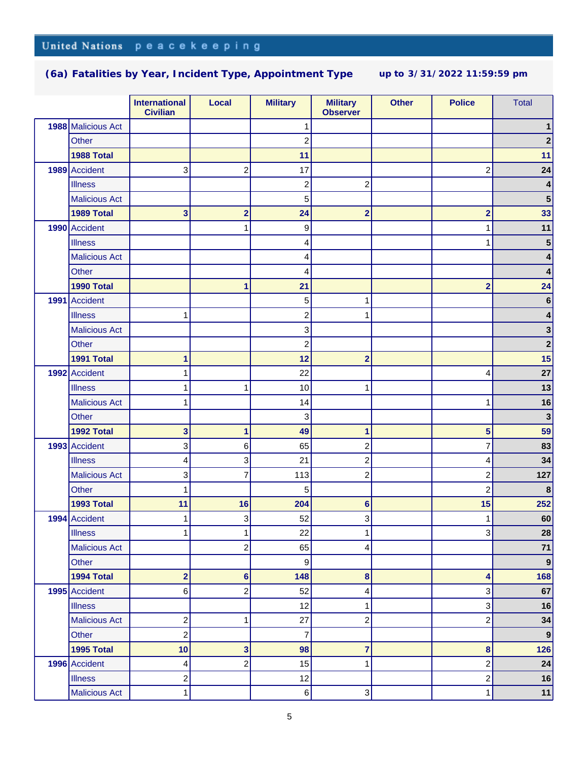United Nations peacekeeping

**(6a) Fatalities by Year, Incident Type, Appointment Type** up to 3/31/2022 11:59:59 pm

| | | International Civilian | Local | Military | Military Observer | Other | Police | Total |
|---|---|---|---|---|---|---|---|---|
| 1988 | Malicious Act | | | 1 | | | | 1 |
| | Other | | | 2 | | | | 2 |
| | **1988 Total** | | | **11** | | | | **11** |
| 1989 | Accident | 3 | 2 | 17 | | | 2 | 24 |
| | Illness | | | 2 | 2 | | | 4 |
| | Malicious Act | | | 5 | | | | 5 |
| | **1989 Total** | **3** | **2** | **24** | **2** | | **2** | **33** |
| 1990 | Accident | | 1 | 9 | | | 1 | 11 |
| | Illness | | | 4 | | | 1 | 5 |
| | Malicious Act | | | 4 | | | | 4 |
| | Other | | | 4 | | | | 4 |
| | **1990 Total** | | **1** | **21** | | | **2** | **24** |
| 1991 | Accident | | | 5 | 1 | | | 6 |
| | Illness | 1 | | 2 | 1 | | | 4 |
| | Malicious Act | | | 3 | | | | 3 |
| | Other | | | 2 | | | | 2 |
| | **1991 Total** | **1** | | **12** | **2** | | | **15** |
| 1992 | Accident | 1 | | 22 | | | 4 | 27 |
| | Illness | 1 | 1 | 10 | 1 | | | 13 |
| | Malicious Act | 1 | | 14 | | | 1 | 16 |
| | Other | | | 3 | | | | 3 |
| | **1992 Total** | **3** | **1** | **49** | **1** | | **5** | **59** |
| 1993 | Accident | 3 | 6 | 65 | 2 | | 7 | 83 |
| | Illness | 4 | 3 | 21 | 2 | | 4 | 34 |
| | Malicious Act | 3 | 7 | 113 | 2 | | 2 | 127 |
| | Other | 1 | | 5 | | | 2 | 8 |
| | **1993 Total** | **11** | **16** | **204** | **6** | | **15** | **252** |
| 1994 | Accident | 1 | 3 | 52 | 3 | | 1 | 60 |
| | Illness | 1 | 1 | 22 | 1 | | 3 | 28 |
| | Malicious Act | | 2 | 65 | 4 | | | 71 |
| | Other | | | 9 | | | | 9 |
| | **1994 Total** | **2** | **6** | **148** | **8** | | **4** | **168** |
| 1995 | Accident | 6 | 2 | 52 | 4 | | 3 | 67 |
| | Illness | | | 12 | 1 | | 3 | 16 |
| | Malicious Act | 2 | 1 | 27 | 2 | | 2 | 34 |
| | Other | 2 | | 7 | | | | 9 |
| | **1995 Total** | **10** | **3** | **98** | **7** | | **8** | **126** |
| 1996 | Accident | 4 | 2 | 15 | 1 | | 2 | 24 |
| | Illness | 2 | | 12 | | | 2 | 16 |
| | Malicious Act | 1 | | 6 | 3 | | 1 | 11 |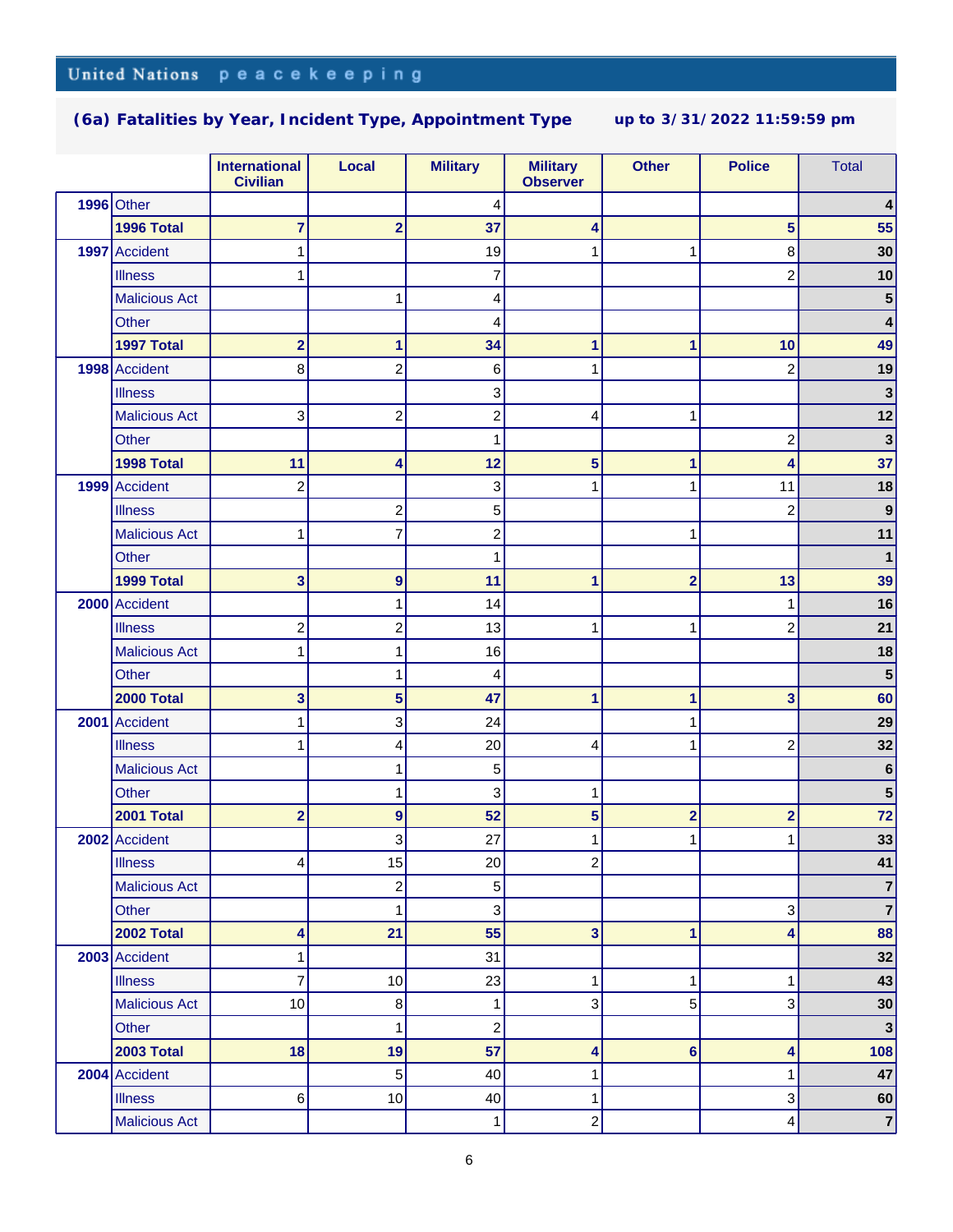United Nations peacekeeping

### (6a) Fatalities by Year, Incident Type, Appointment Type    up to 3/31/2022 11:59:59 pm

| | | International Civilian | Local | Military | Military Observer | Other | Police | Total |
|---|---|---|---|---|---|---|---|---|
| 1996 | Other | | | 4 | | | | 4 |
| | **1996 Total** | **7** | **2** | **37** | **4** | | **5** | **55** |
| 1997 | Accident | 1 | | 19 | 1 | 1 | 8 | 30 |
| | Illness | 1 | | 7 | | | 2 | 10 |
| | Malicious Act | | 1 | 4 | | | | 5 |
| | Other | | | 4 | | | | 4 |
| | **1997 Total** | **2** | **1** | **34** | **1** | **1** | **10** | **49** |
| 1998 | Accident | 8 | 2 | 6 | 1 | | 2 | 19 |
| | Illness | | | 3 | | | | 3 |
| | Malicious Act | 3 | 2 | 2 | 4 | 1 | | 12 |
| | Other | | | 1 | | | 2 | 3 |
| | **1998 Total** | **11** | **4** | **12** | **5** | **1** | **4** | **37** |
| 1999 | Accident | 2 | | 3 | 1 | 1 | 11 | 18 |
| | Illness | | 2 | 5 | | | 2 | 9 |
| | Malicious Act | 1 | 7 | 2 | | 1 | | 11 |
| | Other | | | 1 | | | | 1 |
| | **1999 Total** | **3** | **9** | **11** | **1** | **2** | **13** | **39** |
| 2000 | Accident | | 1 | 14 | | | 1 | 16 |
| | Illness | 2 | 2 | 13 | 1 | 1 | 2 | 21 |
| | Malicious Act | 1 | 1 | 16 | | | | 18 |
| | Other | | 1 | 4 | | | | 5 |
| | **2000 Total** | **3** | **5** | **47** | **1** | **1** | **3** | **60** |
| 2001 | Accident | 1 | 3 | 24 | | 1 | | 29 |
| | Illness | 1 | 4 | 20 | 4 | 1 | 2 | 32 |
| | Malicious Act | | 1 | 5 | | | | 6 |
| | Other | | 1 | 3 | 1 | | | 5 |
| | **2001 Total** | **2** | **9** | **52** | **5** | **2** | **2** | **72** |
| 2002 | Accident | | 3 | 27 | 1 | 1 | 1 | 33 |
| | Illness | 4 | 15 | 20 | 2 | | | 41 |
| | Malicious Act | | 2 | 5 | | | | 7 |
| | Other | | 1 | 3 | | | 3 | 7 |
| | **2002 Total** | **4** | **21** | **55** | **3** | **1** | **4** | **88** |
| 2003 | Accident | 1 | | 31 | | | | 32 |
| | Illness | 7 | 10 | 23 | 1 | 1 | 1 | 43 |
| | Malicious Act | 10 | 8 | 1 | 3 | 5 | 3 | 30 |
| | Other | | 1 | 2 | | | | 3 |
| | **2003 Total** | **18** | **19** | **57** | **4** | **6** | **4** | **108** |
| 2004 | Accident | | 5 | 40 | 1 | | 1 | 47 |
| | Illness | 6 | 10 | 40 | 1 | | 3 | 60 |
| | Malicious Act | | | 1 | 2 | | 4 | 7 |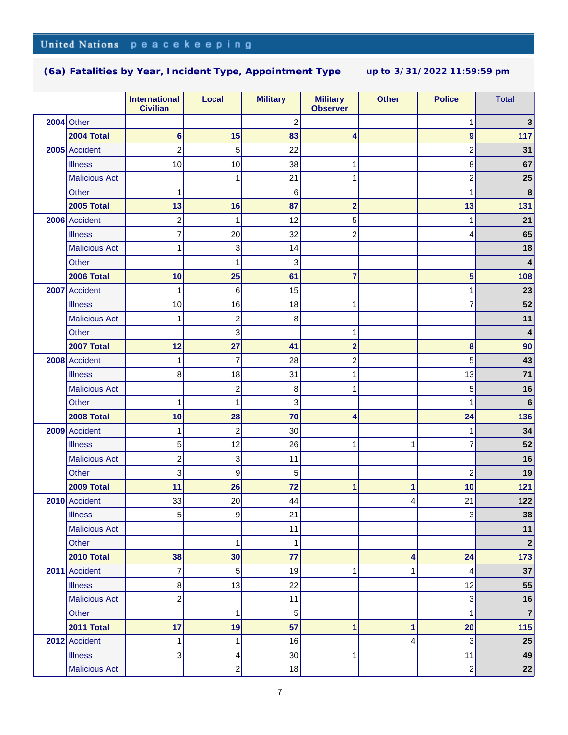United Nations peacekeeping

## (6a) Fatalities by Year, Incident Type, Appointment Type

up to 3/31/2022 11:59:59 pm

| | | International Civilian | Local | Military | Military Observer | Other | Police | Total |
|---|---|---|---|---|---|---|---|---|
| 2004 | Other | | | 2 | | | 1 | 3 |
| | **2004 Total** | **6** | **15** | **83** | **4** | | **9** | **117** |
| 2005 | Accident | 2 | 5 | 22 | | | 2 | 31 |
| | Illness | 10 | 10 | 38 | 1 | | 8 | 67 |
| | Malicious Act | | 1 | 21 | 1 | | 2 | 25 |
| | Other | 1 | | 6 | | | 1 | 8 |
| | **2005 Total** | **13** | **16** | **87** | **2** | | **13** | **131** |
| 2006 | Accident | 2 | 1 | 12 | 5 | | 1 | 21 |
| | Illness | 7 | 20 | 32 | 2 | | 4 | 65 |
| | Malicious Act | 1 | 3 | 14 | | | | 18 |
| | Other | | 1 | 3 | | | | 4 |
| | **2006 Total** | **10** | **25** | **61** | **7** | | **5** | **108** |
| 2007 | Accident | 1 | 6 | 15 | | | 1 | 23 |
| | Illness | 10 | 16 | 18 | 1 | | 7 | 52 |
| | Malicious Act | 1 | 2 | 8 | | | | 11 |
| | Other | | 3 | | 1 | | | 4 |
| | **2007 Total** | **12** | **27** | **41** | **2** | | **8** | **90** |
| 2008 | Accident | 1 | 7 | 28 | 2 | | 5 | 43 |
| | Illness | 8 | 18 | 31 | 1 | | 13 | 71 |
| | Malicious Act | | 2 | 8 | 1 | | 5 | 16 |
| | Other | 1 | 1 | 3 | | | 1 | 6 |
| | **2008 Total** | **10** | **28** | **70** | **4** | | **24** | **136** |
| 2009 | Accident | 1 | 2 | 30 | | | 1 | 34 |
| | Illness | 5 | 12 | 26 | 1 | 1 | 7 | 52 |
| | Malicious Act | 2 | 3 | 11 | | | | 16 |
| | Other | 3 | 9 | 5 | | | 2 | 19 |
| | **2009 Total** | **11** | **26** | **72** | **1** | **1** | **10** | **121** |
| 2010 | Accident | 33 | 20 | 44 | | 4 | 21 | 122 |
| | Illness | 5 | 9 | 21 | | | 3 | 38 |
| | Malicious Act | | | 11 | | | | 11 |
| | Other | | 1 | 1 | | | | 2 |
| | **2010 Total** | **38** | **30** | **77** | | **4** | **24** | **173** |
| 2011 | Accident | 7 | 5 | 19 | 1 | 1 | 4 | 37 |
| | Illness | 8 | 13 | 22 | | | 12 | 55 |
| | Malicious Act | 2 | | 11 | | | 3 | 16 |
| | Other | | 1 | 5 | | | 1 | 7 |
| | **2011 Total** | **17** | **19** | **57** | **1** | **1** | **20** | **115** |
| 2012 | Accident | 1 | 1 | 16 | | 4 | 3 | 25 |
| | Illness | 3 | 4 | 30 | 1 | | 11 | 49 |
| | Malicious Act | | 2 | 18 | | | 2 | 22 |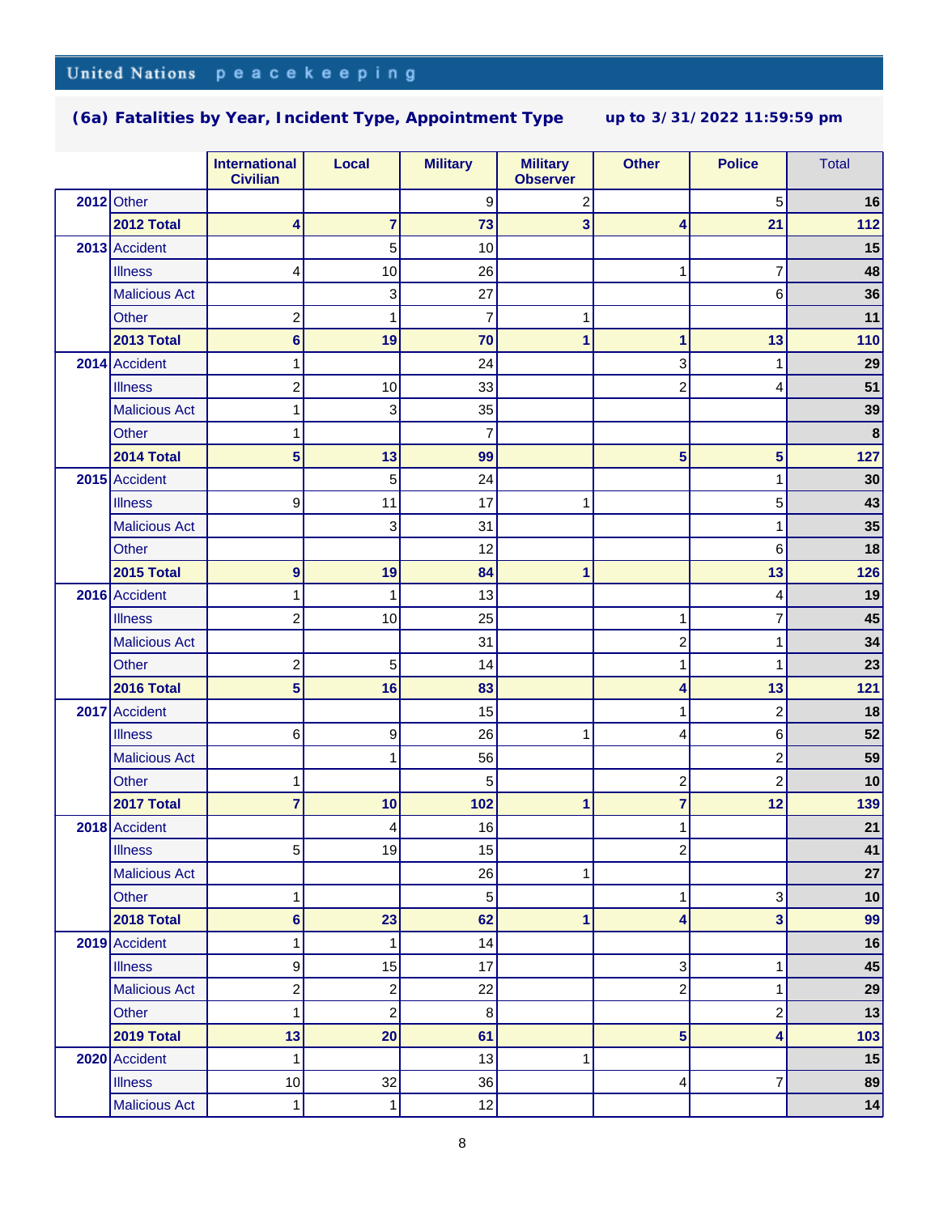United Nations peacekeeping

## (6a) Fatalities by Year, Incident Type, Appointment Type up to 3/31/2022 11:59:59 pm

| | | International Civilian | Local | Military | Military Observer | Other | Police | Total |
|---|---|---|---|---|---|---|---|---|
| 2012 | Other | | | 9 | 2 | | 5 | **16** |
| | **2012 Total** | **4** | **7** | **73** | **3** | **4** | **21** | **112** |
| 2013 | Accident | | 5 | 10 | | | | **15** |
| | Illness | 4 | 10 | 26 | | 1 | 7 | **48** |
| | Malicious Act | | 3 | 27 | | | 6 | **36** |
| | Other | 2 | 1 | 7 | 1 | | | **11** |
| | **2013 Total** | **6** | **19** | **70** | **1** | **1** | **13** | **110** |
| 2014 | Accident | 1 | | 24 | | 3 | 1 | **29** |
| | Illness | 2 | 10 | 33 | | 2 | 4 | **51** |
| | Malicious Act | 1 | 3 | 35 | | | | **39** |
| | Other | 1 | | 7 | | | | **8** |
| | **2014 Total** | **5** | **13** | **99** | | **5** | **5** | **127** |
| 2015 | Accident | | 5 | 24 | | | 1 | **30** |
| | Illness | 9 | 11 | 17 | 1 | | 5 | **43** |
| | Malicious Act | | 3 | 31 | | | 1 | **35** |
| | Other | | | 12 | | | 6 | **18** |
| | **2015 Total** | **9** | **19** | **84** | **1** | | **13** | **126** |
| 2016 | Accident | 1 | 1 | 13 | | | 4 | **19** |
| | Illness | 2 | 10 | 25 | | 1 | 7 | **45** |
| | Malicious Act | | | 31 | | 2 | 1 | **34** |
| | Other | 2 | 5 | 14 | | 1 | 1 | **23** |
| | **2016 Total** | **5** | **16** | **83** | | **4** | **13** | **121** |
| 2017 | Accident | | | 15 | | 1 | 2 | **18** |
| | Illness | 6 | 9 | 26 | 1 | 4 | 6 | **52** |
| | Malicious Act | | 1 | 56 | | | 2 | **59** |
| | Other | 1 | | 5 | | 2 | 2 | **10** |
| | **2017 Total** | **7** | **10** | **102** | **1** | **7** | **12** | **139** |
| 2018 | Accident | | 4 | 16 | | 1 | | **21** |
| | Illness | 5 | 19 | 15 | | 2 | | **41** |
| | Malicious Act | | | 26 | 1 | | | **27** |
| | Other | 1 | | 5 | | 1 | 3 | **10** |
| | **2018 Total** | **6** | **23** | **62** | **1** | **4** | **3** | **99** |
| 2019 | Accident | 1 | 1 | 14 | | | | **16** |
| | Illness | 9 | 15 | 17 | | 3 | 1 | **45** |
| | Malicious Act | 2 | 2 | 22 | | 2 | 1 | **29** |
| | Other | 1 | 2 | 8 | | | 2 | **13** |
| | **2019 Total** | **13** | **20** | **61** | | **5** | **4** | **103** |
| 2020 | Accident | 1 | | 13 | 1 | | | **15** |
| | Illness | 10 | 32 | 36 | | 4 | 7 | **89** |
| | Malicious Act | 1 | 1 | 12 | | | | **14** |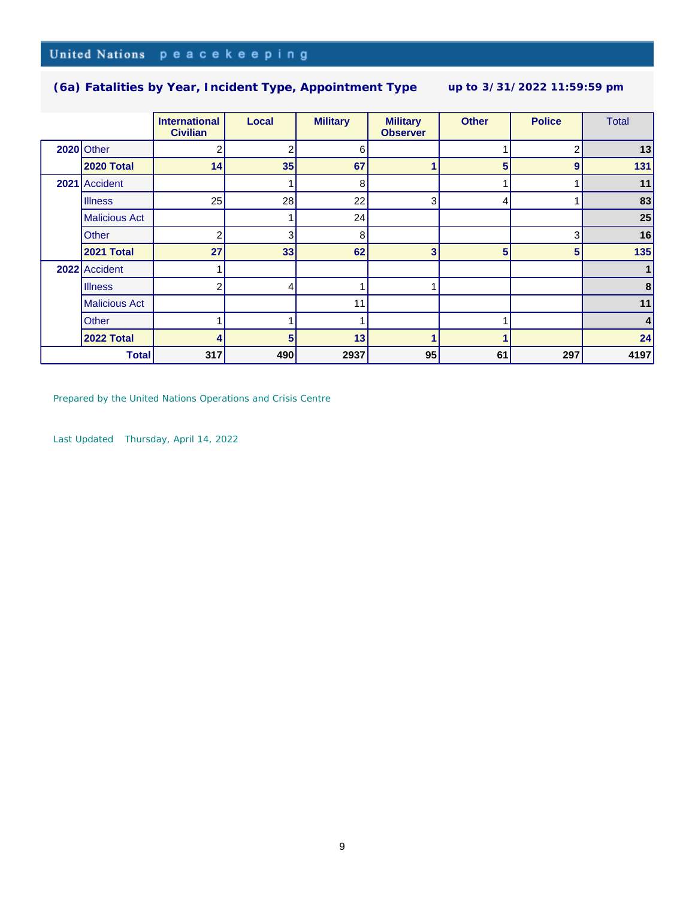United Nations peacekeeping

## (6a) Fatalities by Year, Incident Type, Appointment Type

up to 3/31/2022 11:59:59 pm

| | | International Civilian | Local | Military | Military Observer | Other | Police | Total |
|---|---|---|---|---|---|---|---|---|
| 2020 | Other | 2 | 2 | 6 | | 1 | 2 | 13 |
| | 2020 Total | 14 | 35 | 67 | 1 | 5 | 9 | 131 |
| 2021 | Accident | | 1 | 8 | | 1 | 1 | 11 |
| | Illness | 25 | 28 | 22 | 3 | 4 | 1 | 83 |
| | Malicious Act | | 1 | 24 | | | | 25 |
| | Other | 2 | 3 | 8 | | | 3 | 16 |
| | 2021 Total | 27 | 33 | 62 | 3 | 5 | 5 | 135 |
| 2022 | Accident | 1 | | | | | | 1 |
| | Illness | 2 | 4 | 1 | 1 | | | 8 |
| | Malicious Act | | | 11 | | | | 11 |
| | Other | 1 | 1 | 1 | | 1 | | 4 |
| | 2022 Total | 4 | 5 | 13 | 1 | 1 | | 24 |
| Total | | 317 | 490 | 2937 | 95 | 61 | 297 | 4197 |

Prepared by the United Nations Operations and Crisis Centre

Last Updated Thursday, April 14, 2022